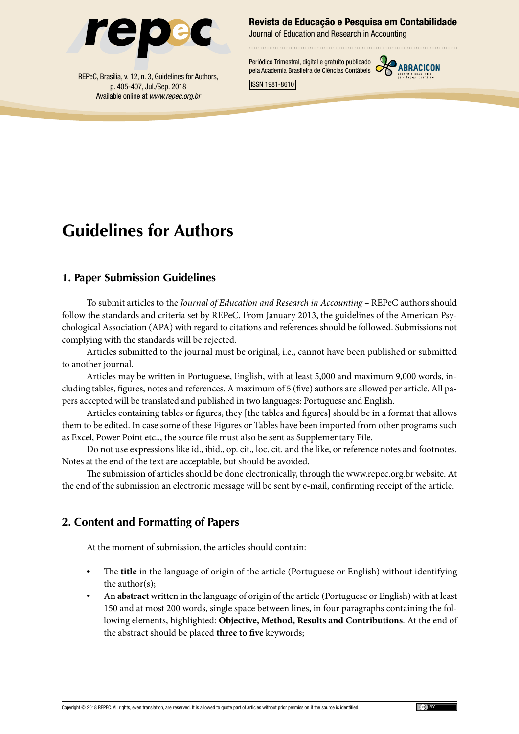# Guidelines for Authors

## 1. Paper Submission Guidelines

To submit articles to the *Journal of Education and Research in Accounting* – REPeC authors should follow the standards and criteria set by REPeC. From January 2013, the guidelines of the American Psychological Association (APA) with regard to citations and references should be followed. Submissions not complying with the standards will be rejected.

Articles submitted to the journal must be original, i.e., cannot have been published or submitted to another journal.

Articles may be written in Portuguese, English, with at least 5,000 and maximum 9,000 words, including tables, figures, notes and references. A maximum of 5 (five) authors are allowed per article. All papers accepted will be translated and published in two languages: Portuguese and English.

Articles containing tables or figures, they [the tables and figures] should be in a format that allows them to be edited. In case some of these Figures or Tables have been imported from other programs such as Excel, Power Point etc.., the source file must also be sent as Supplementary File.

Do not use expressions like id., ibid., op. cit., loc. cit. and the like, or reference notes and footnotes. Notes at the end of the text are acceptable, but should be avoided.

The submission of articles should be done electronically, through the www.repec.org.br website. At the end of the submission an electronic message will be sent by e-mail, confirming receipt of the article.

## 2. Content and Formatting of Papers

At the moment of submission, the articles should contain:

- The **title** in the language of origin of the article (Portuguese or English) without identifying the author(s);
- An **abstract** written in the language of origin of the article (Portuguese or English) with at least 150 and at most 200 words, single space between lines, in four paragraphs containing the following elements, highlighted: **Objective, Method, Results and Contributions**. At the end of the abstract should be placed **three to five** keywords;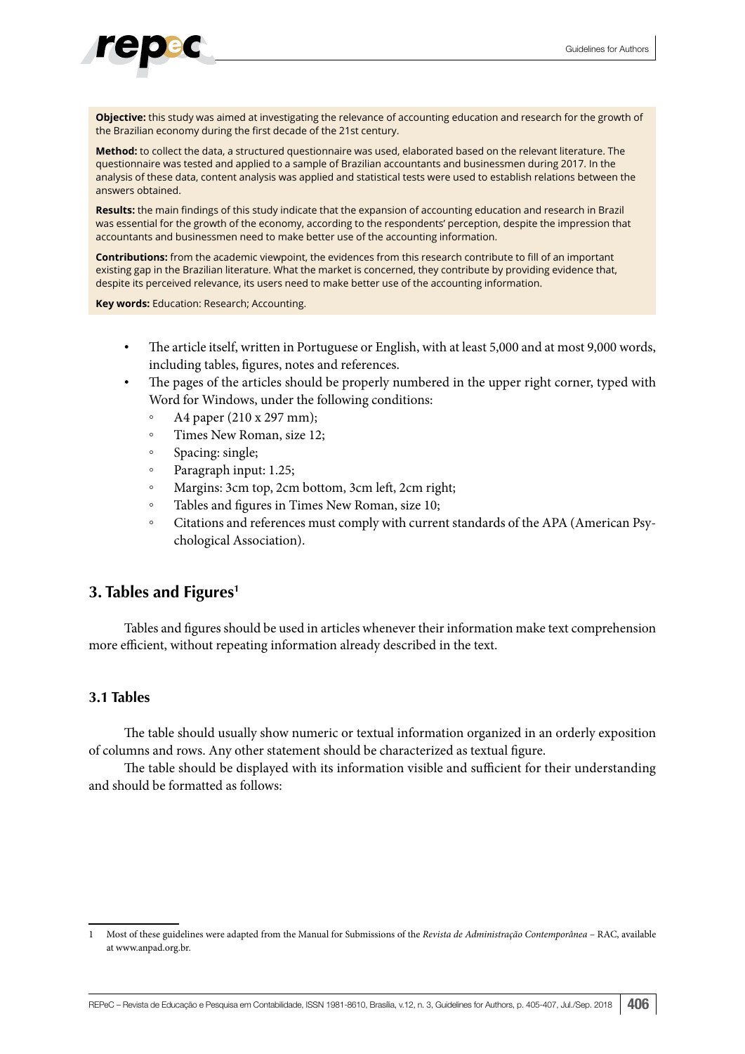**Objective:** this study was aimed at investigating the relevance of accounting education and research for the growth of the Brazilian economy during the first decade of the 21st century.

**Method:** to collect the data, a structured questionnaire was used, elaborated based on the relevant literature. The questionnaire was tested and applied to a sample of Brazilian accountants and businessmen during 2017. In the analysis of these data, content analysis was applied and statistical tests were used to establish relations between the answers obtained.

**Results:** the main findings of this study indicate that the expansion of accounting education and research in Brazil was essential for the growth of the economy, according to the respondents' perception, despite the impression that accountants and businessmen need to make better use of the accounting information.

**Contributions:** from the academic viewpoint, the evidences from this research contribute to fill of an important existing gap in the Brazilian literature. What the market is concerned, they contribute by providing evidence that, despite its perceived relevance, its users need to make better use of the accounting information.

**Key words:** Education: Research; Accounting.

- The article itself, written in Portuguese or English, with at least 5,000 and at most 9,000 words, including tables, figures, notes and references.
- The pages of the articles should be properly numbered in the upper right corner, typed with Word for Windows, under the following conditions:
  - A4 paper (210 x 297 mm);
  - Times New Roman, size 12;
  - Spacing: single;
  - Paragraph input: 1.25;
  - Margins: 3cm top, 2cm bottom, 3cm left, 2cm right;
  - Tables and figures in Times New Roman, size 10;
  - Citations and references must comply with current standards of the APA (American Psychological Association).

## 3. Tables and Figures[1]

Tables and figures should be used in articles whenever their information make text comprehension more efficient, without repeating information already described in the text.

### 3.1 Tables

The table should usually show numeric or textual information organized in an orderly exposition of columns and rows. Any other statement should be characterized as textual figure.

The table should be displayed with its information visible and sufficient for their understanding and should be formatted as follows:

---

1 Most of these guidelines were adapted from the Manual for Submissions of the *Revista de Administração Contemporânea* – RAC, available at www.anpad.org.br.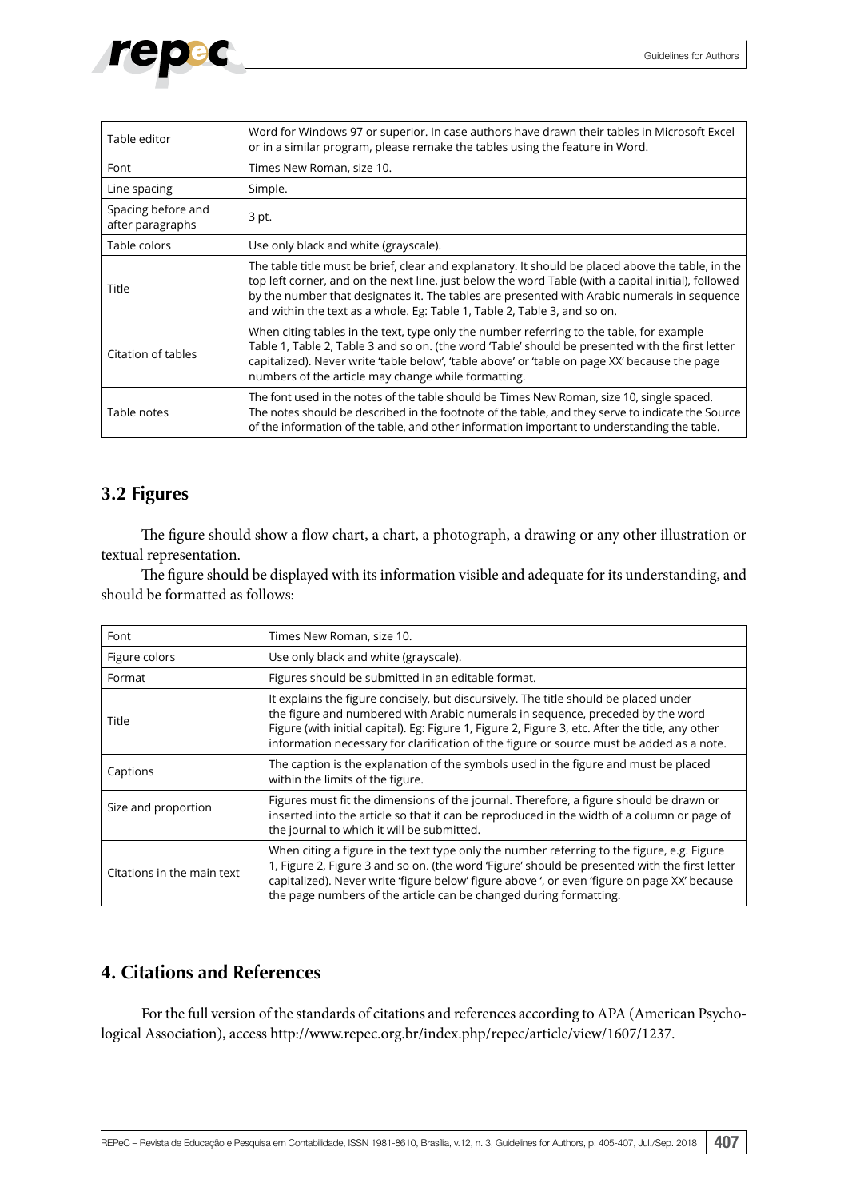| | |
|---|---|
| Table editor | Word for Windows 97 or superior. In case authors have drawn their tables in Microsoft Excel or in a similar program, please remake the tables using the feature in Word. |
| Font | Times New Roman, size 10. |
| Line spacing | Simple. |
| Spacing before and after paragraphs | 3 pt. |
| Table colors | Use only black and white (grayscale). |
| Title | The table title must be brief, clear and explanatory. It should be placed above the table, in the top left corner, and on the next line, just below the word Table (with a capital initial), followed by the number that designates it. The tables are presented with Arabic numerals in sequence and within the text as a whole. Eg: Table 1, Table 2, Table 3, and so on. |
| Citation of tables | When citing tables in the text, type only the number referring to the table, for example Table 1, Table 2, Table 3 and so on. (the word 'Table' should be presented with the first letter capitalized). Never write 'table below', 'table above' or 'table on page XX' because the page numbers of the article may change while formatting. |
| Table notes | The font used in the notes of the table should be Times New Roman, size 10, single spaced. The notes should be described in the footnote of the table, and they serve to indicate the Source of the information of the table, and other information important to understanding the table. |

## 3.2 Figures

The figure should show a flow chart, a chart, a photograph, a drawing or any other illustration or textual representation.

The figure should be displayed with its information visible and adequate for its understanding, and should be formatted as follows:

| | |
|---|---|
| Font | Times New Roman, size 10. |
| Figure colors | Use only black and white (grayscale). |
| Format | Figures should be submitted in an editable format. |
| Title | It explains the figure concisely, but discursively. The title should be placed under the figure and numbered with Arabic numerals in sequence, preceded by the word Figure (with initial capital). Eg: Figure 1, Figure 2, Figure 3, etc. After the title, any other information necessary for clarification of the figure or source must be added as a note. |
| Captions | The caption is the explanation of the symbols used in the figure and must be placed within the limits of the figure. |
| Size and proportion | Figures must fit the dimensions of the journal. Therefore, a figure should be drawn or inserted into the article so that it can be reproduced in the width of a column or page of the journal to which it will be submitted. |
| Citations in the main text | When citing a figure in the text type only the number referring to the figure, e.g. Figure 1, Figure 2, Figure 3 and so on. (the word 'Figure' should be presented with the first letter capitalized). Never write 'figure below' figure above ', or even 'figure on page XX' because the page numbers of the article can be changed during formatting. |

## 4. Citations and References

For the full version of the standards of citations and references according to APA (American Psychological Association), access http://www.repec.org.br/index.php/repec/article/view/1607/1237.